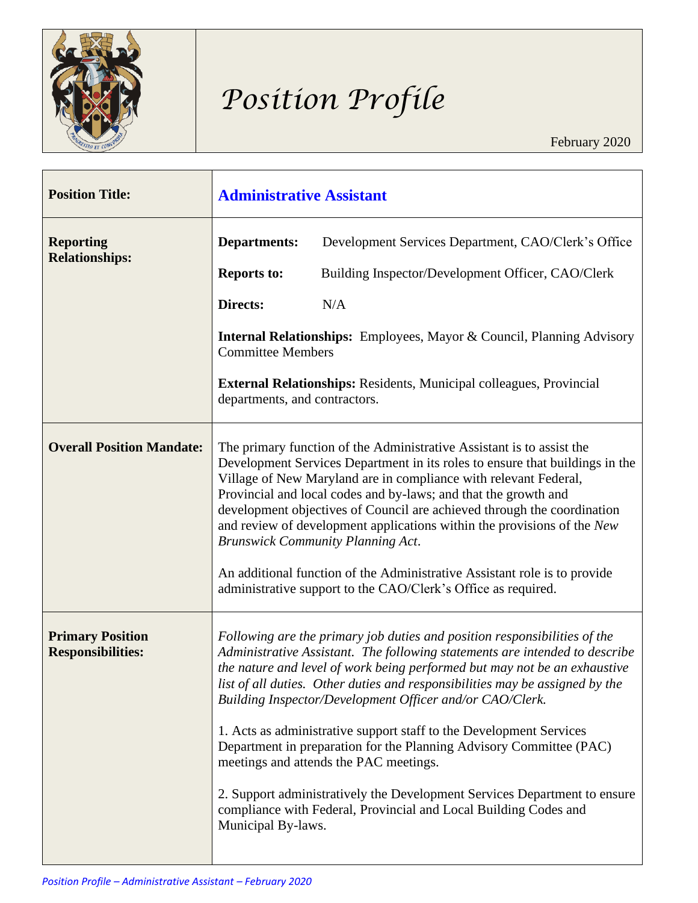# Position Profile

February 2020

| | |
|---|---|
| **Position Title:** | **Administrative Assistant** |
| **Reporting Relationships:** | **Departments:** Development Services Department, CAO/Clerk's Office<br><br>**Reports to:** Building Inspector/Development Officer, CAO/Clerk<br><br>**Directs:** N/A<br><br>**Internal Relationships:** Employees, Mayor & Council, Planning Advisory Committee Members<br><br>**External Relationships:** Residents, Municipal colleagues, Provincial departments, and contractors. |
| **Overall Position Mandate:** | The primary function of the Administrative Assistant is to assist the Development Services Department in its roles to ensure that buildings in the Village of New Maryland are in compliance with relevant Federal, Provincial and local codes and by-laws; and that the growth and development objectives of Council are achieved through the coordination and review of development applications within the provisions of the *New Brunswick Community Planning Act*.<br><br>An additional function of the Administrative Assistant role is to provide administrative support to the CAO/Clerk's Office as required. |
| **Primary Position Responsibilities:** | *Following are the primary job duties and position responsibilities of the Administrative Assistant. The following statements are intended to describe the nature and level of work being performed but may not be an exhaustive list of all duties. Other duties and responsibilities may be assigned by the Building Inspector/Development Officer and/or CAO/Clerk.*<br><br>1. Acts as administrative support staff to the Development Services Department in preparation for the Planning Advisory Committee (PAC) meetings and attends the PAC meetings.<br><br>2. Support administratively the Development Services Department to ensure compliance with Federal, Provincial and Local Building Codes and Municipal By-laws. |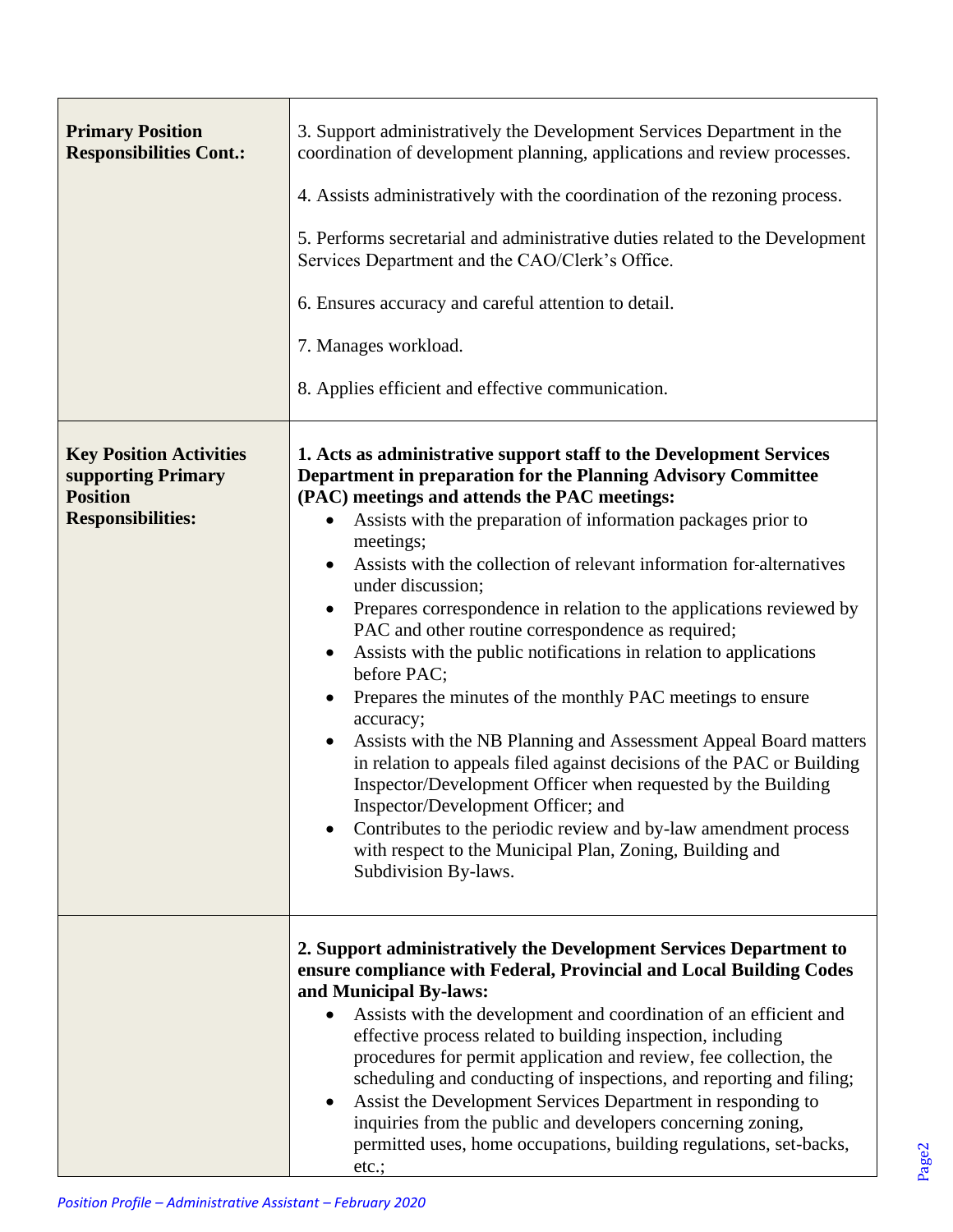| | |
|---|---|
| **Primary Position Responsibilities Cont.:** | 3. Support administratively the Development Services Department in the coordination of development planning, applications and review processes.<br><br>4. Assists administratively with the coordination of the rezoning process.<br><br>5. Performs secretarial and administrative duties related to the Development Services Department and the CAO/Clerk's Office.<br><br>6. Ensures accuracy and careful attention to detail.<br><br>7. Manages workload.<br><br>8. Applies efficient and effective communication. |
| **Key Position Activities supporting Primary Position Responsibilities:** | **1. Acts as administrative support staff to the Development Services Department in preparation for the Planning Advisory Committee (PAC) meetings and attends the PAC meetings:**<br>• Assists with the preparation of information packages prior to meetings;<br>• Assists with the collection of relevant information for-alternatives under discussion;<br>• Prepares correspondence in relation to the applications reviewed by PAC and other routine correspondence as required;<br>• Assists with the public notifications in relation to applications before PAC;<br>• Prepares the minutes of the monthly PAC meetings to ensure accuracy;<br>• Assists with the NB Planning and Assessment Appeal Board matters in relation to appeals filed against decisions of the PAC or Building Inspector/Development Officer when requested by the Building Inspector/Development Officer; and<br>• Contributes to the periodic review and by-law amendment process with respect to the Municipal Plan, Zoning, Building and Subdivision By-laws. |
| | **2. Support administratively the Development Services Department to ensure compliance with Federal, Provincial and Local Building Codes and Municipal By-laws:**<br>• Assists with the development and coordination of an efficient and effective process related to building inspection, including procedures for permit application and review, fee collection, the scheduling and conducting of inspections, and reporting and filing;<br>• Assist the Development Services Department in responding to inquiries from the public and developers concerning zoning, permitted uses, home occupations, building regulations, set-backs, etc.; |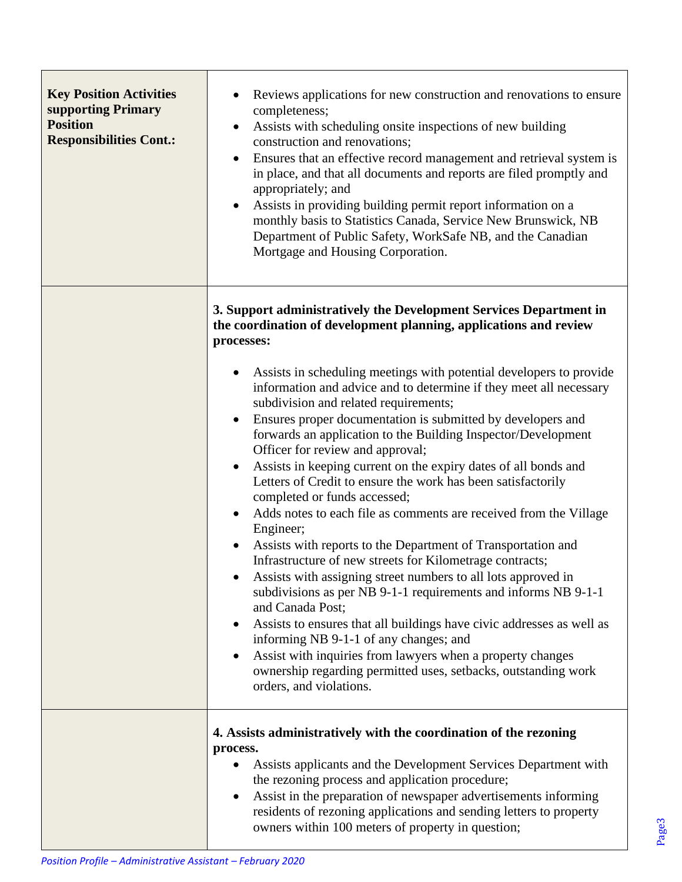| | |
|---|---|
| **Key Position Activities supporting Primary Position Responsibilities Cont.:** | • Reviews applications for new construction and renovations to ensure completeness;<br>• Assists with scheduling onsite inspections of new building construction and renovations;<br>• Ensures that an effective record management and retrieval system is in place, and that all documents and reports are filed promptly and appropriately; and<br>• Assists in providing building permit report information on a monthly basis to Statistics Canada, Service New Brunswick, NB Department of Public Safety, WorkSafe NB, and the Canadian Mortgage and Housing Corporation. |
| | **3. Support administratively the Development Services Department in the coordination of development planning, applications and review processes:**<br><br>• Assists in scheduling meetings with potential developers to provide information and advice and to determine if they meet all necessary subdivision and related requirements;<br>• Ensures proper documentation is submitted by developers and forwards an application to the Building Inspector/Development Officer for review and approval;<br>• Assists in keeping current on the expiry dates of all bonds and Letters of Credit to ensure the work has been satisfactorily completed or funds accessed;<br>• Adds notes to each file as comments are received from the Village Engineer;<br>• Assists with reports to the Department of Transportation and Infrastructure of new streets for Kilometrage contracts;<br>• Assists with assigning street numbers to all lots approved in subdivisions as per NB 9-1-1 requirements and informs NB 9-1-1 and Canada Post;<br>• Assists to ensures that all buildings have civic addresses as well as informing NB 9-1-1 of any changes; and<br>• Assist with inquiries from lawyers when a property changes ownership regarding permitted uses, setbacks, outstanding work orders, and violations. |
| | **4. Assists administratively with the coordination of the rezoning process.**<br>• Assists applicants and the Development Services Department with the rezoning process and application procedure;<br>• Assist in the preparation of newspaper advertisements informing residents of rezoning applications and sending letters to property owners within 100 meters of property in question; |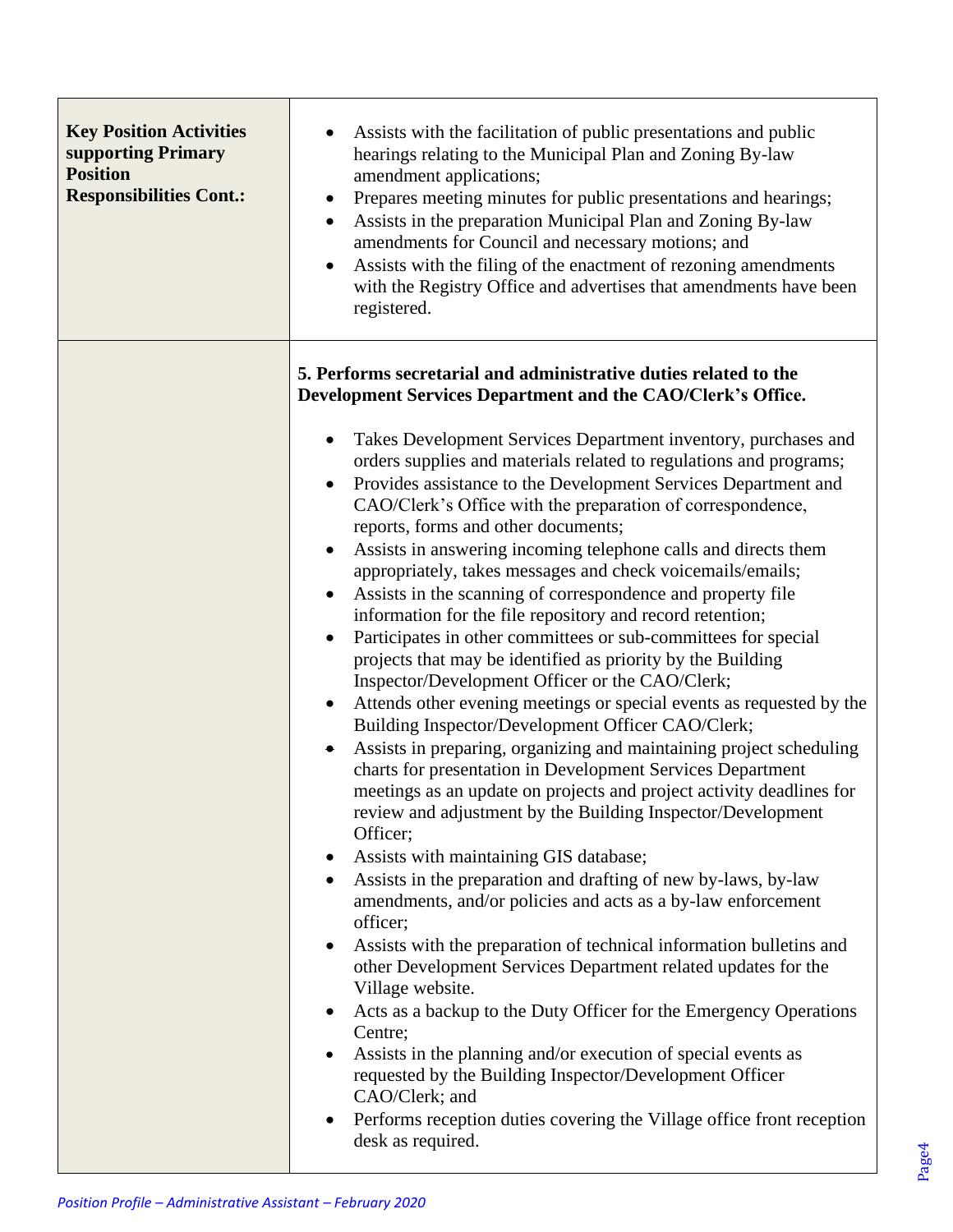| **Key Position Activities supporting Primary Position Responsibilities Cont.:** | • Assists with the facilitation of public presentations and public hearings relating to the Municipal Plan and Zoning By-law amendment applications;<br>• Prepares meeting minutes for public presentations and hearings;<br>• Assists in the preparation Municipal Plan and Zoning By-law amendments for Council and necessary motions; and<br>• Assists with the filing of the enactment of rezoning amendments with the Registry Office and advertises that amendments have been registered. |
|---|---|
| | **5. Performs secretarial and administrative duties related to the Development Services Department and the CAO/Clerk's Office.**<br><br>• Takes Development Services Department inventory, purchases and orders supplies and materials related to regulations and programs;<br>• Provides assistance to the Development Services Department and CAO/Clerk's Office with the preparation of correspondence, reports, forms and other documents;<br>• Assists in answering incoming telephone calls and directs them appropriately, takes messages and check voicemails/emails;<br>• Assists in the scanning of correspondence and property file information for the file repository and record retention;<br>• Participates in other committees or sub-committees for special projects that may be identified as priority by the Building Inspector/Development Officer or the CAO/Clerk;<br>• Attends other evening meetings or special events as requested by the Building Inspector/Development Officer CAO/Clerk;<br>• Assists in preparing, organizing and maintaining project scheduling charts for presentation in Development Services Department meetings as an update on projects and project activity deadlines for review and adjustment by the Building Inspector/Development Officer;<br>• Assists with maintaining GIS database;<br>• Assists in the preparation and drafting of new by-laws, by-law amendments, and/or policies and acts as a by-law enforcement officer;<br>• Assists with the preparation of technical information bulletins and other Development Services Department related updates for the Village website.<br>• Acts as a backup to the Duty Officer for the Emergency Operations Centre;<br>• Assists in the planning and/or execution of special events as requested by the Building Inspector/Development Officer CAO/Clerk; and<br>• Performs reception duties covering the Village office front reception desk as required. |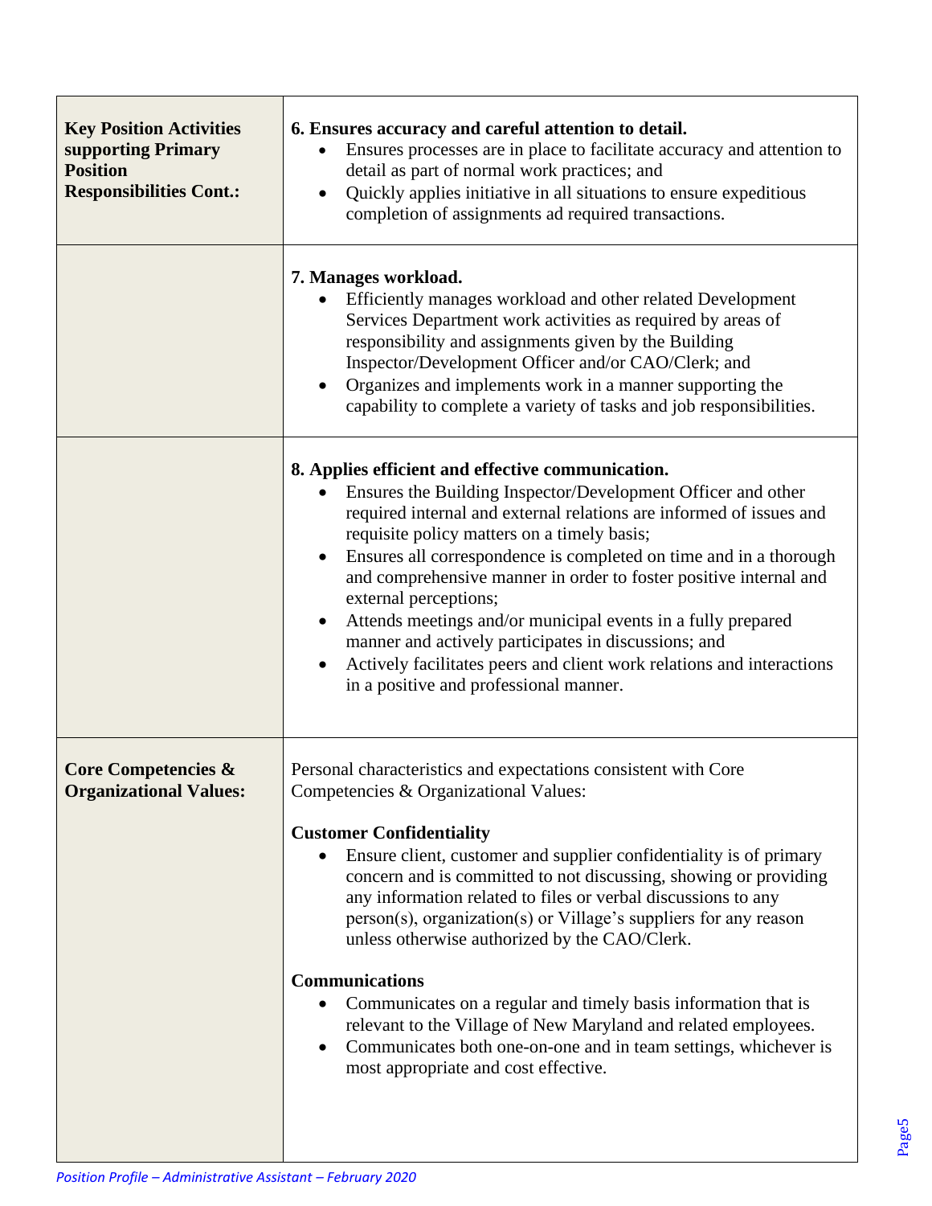| | |
|---|---|
| **Key Position Activities supporting Primary Position Responsibilities Cont.:** | **6. Ensures accuracy and careful attention to detail.**<br>• Ensures processes are in place to facilitate accuracy and attention to detail as part of normal work practices; and<br>• Quickly applies initiative in all situations to ensure expeditious completion of assignments ad required transactions. |
| | **7. Manages workload.**<br>• Efficiently manages workload and other related Development Services Department work activities as required by areas of responsibility and assignments given by the Building Inspector/Development Officer and/or CAO/Clerk; and<br>• Organizes and implements work in a manner supporting the capability to complete a variety of tasks and job responsibilities. |
| | **8. Applies efficient and effective communication.**<br>• Ensures the Building Inspector/Development Officer and other required internal and external relations are informed of issues and requisite policy matters on a timely basis;<br>• Ensures all correspondence is completed on time and in a thorough and comprehensive manner in order to foster positive internal and external perceptions;<br>• Attends meetings and/or municipal events in a fully prepared manner and actively participates in discussions; and<br>• Actively facilitates peers and client work relations and interactions in a positive and professional manner. |
| **Core Competencies & Organizational Values:** | Personal characteristics and expectations consistent with Core Competencies & Organizational Values:<br><br>**Customer Confidentiality**<br>• Ensure client, customer and supplier confidentiality is of primary concern and is committed to not discussing, showing or providing any information related to files or verbal discussions to any person(s), organization(s) or Village's suppliers for any reason unless otherwise authorized by the CAO/Clerk.<br><br>**Communications**<br>• Communicates on a regular and timely basis information that is relevant to the Village of New Maryland and related employees.<br>• Communicates both one-on-one and in team settings, whichever is most appropriate and cost effective. |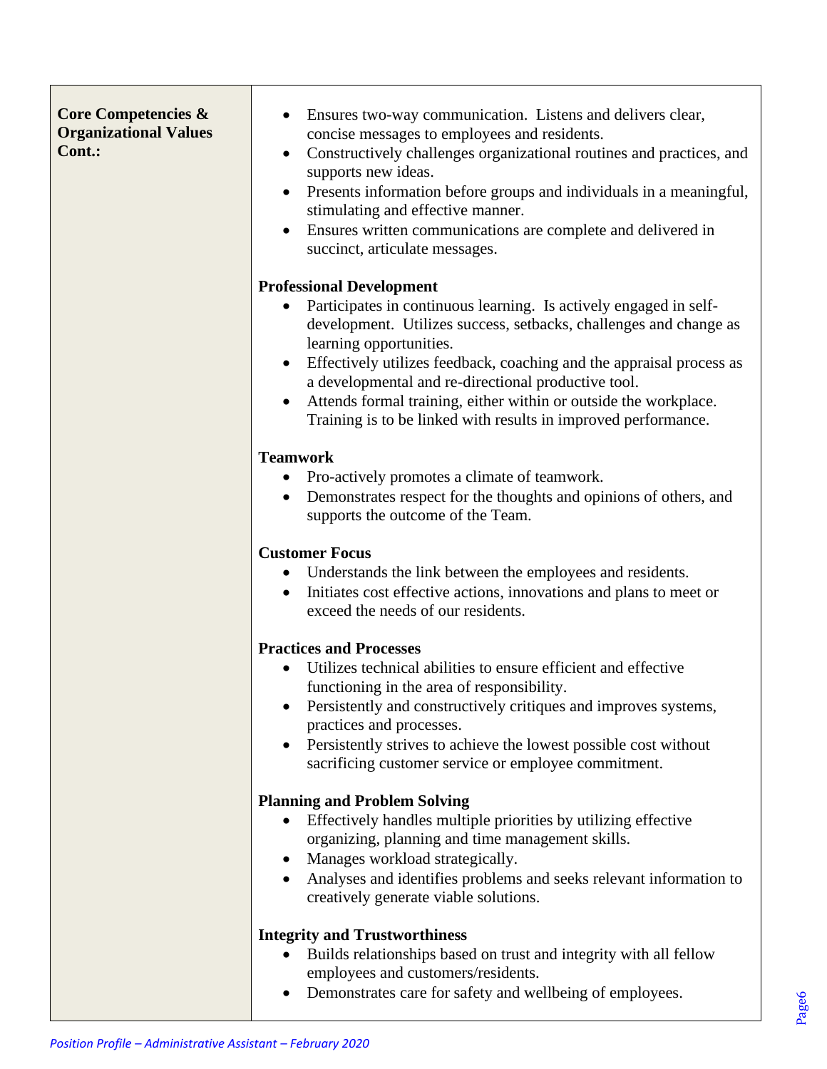| **Core Competencies & Organizational Values Cont.:** | • Ensures two-way communication. Listens and delivers clear, concise messages to employees and residents.<br>• Constructively challenges organizational routines and practices, and supports new ideas.<br>• Presents information before groups and individuals in a meaningful, stimulating and effective manner.<br>• Ensures written communications are complete and delivered in succinct, articulate messages.<br><br>**Professional Development**<br>• Participates in continuous learning. Is actively engaged in self-development. Utilizes success, setbacks, challenges and change as learning opportunities.<br>• Effectively utilizes feedback, coaching and the appraisal process as a developmental and re-directional productive tool.<br>• Attends formal training, either within or outside the workplace. Training is to be linked with results in improved performance.<br><br>**Teamwork**<br>• Pro-actively promotes a climate of teamwork.<br>• Demonstrates respect for the thoughts and opinions of others, and supports the outcome of the Team.<br><br>**Customer Focus**<br>• Understands the link between the employees and residents.<br>• Initiates cost effective actions, innovations and plans to meet or exceed the needs of our residents.<br><br>**Practices and Processes**<br>• Utilizes technical abilities to ensure efficient and effective functioning in the area of responsibility.<br>• Persistently and constructively critiques and improves systems, practices and processes.<br>• Persistently strives to achieve the lowest possible cost without sacrificing customer service or employee commitment.<br><br>**Planning and Problem Solving**<br>• Effectively handles multiple priorities by utilizing effective organizing, planning and time management skills.<br>• Manages workload strategically.<br>• Analyses and identifies problems and seeks relevant information to creatively generate viable solutions.<br><br>**Integrity and Trustworthiness**<br>• Builds relationships based on trust and integrity with all fellow employees and customers/residents.<br>• Demonstrates care for safety and wellbeing of employees. |
|---|---|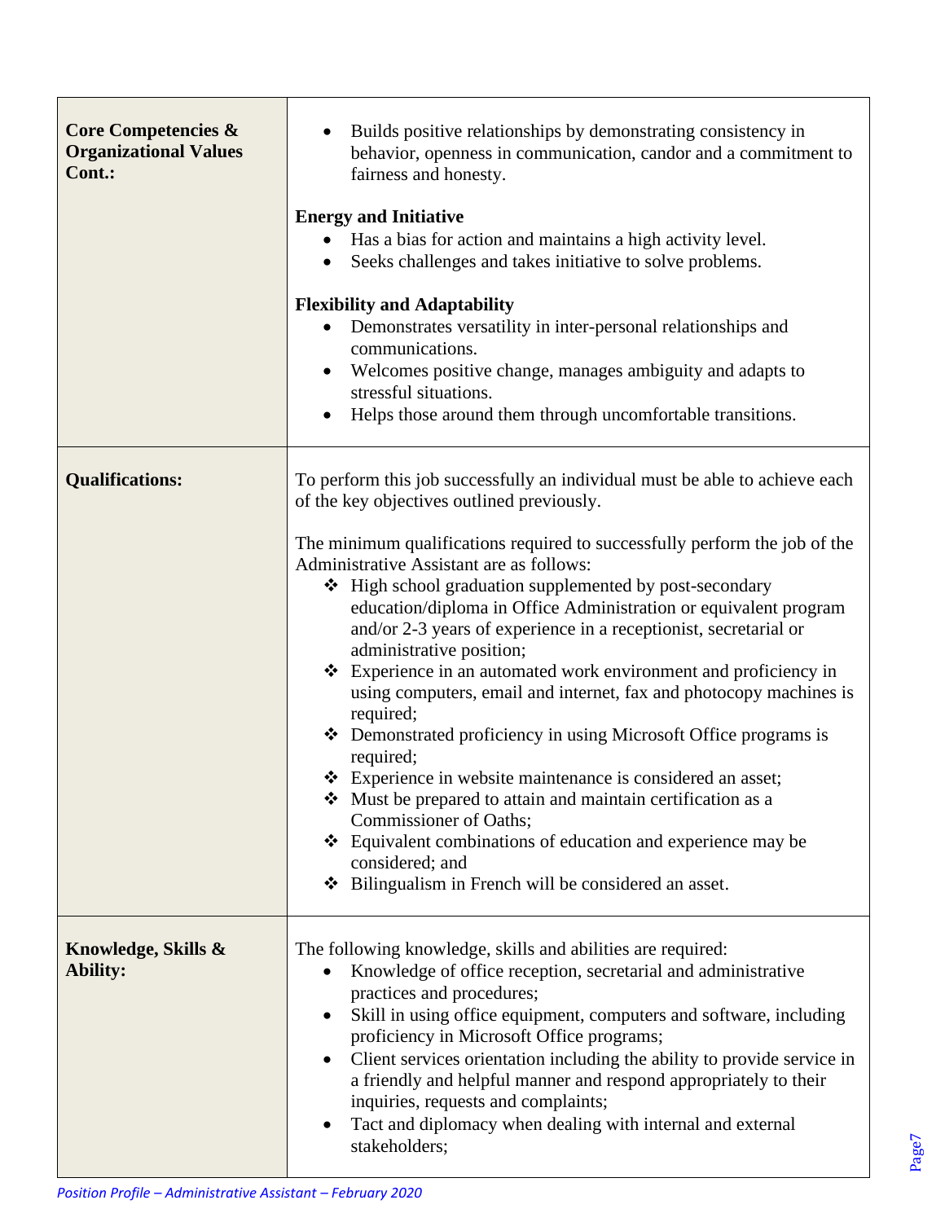| | |
|---|---|
| **Core Competencies & Organizational Values Cont.:** | • Builds positive relationships by demonstrating consistency in behavior, openness in communication, candor and a commitment to fairness and honesty.<br><br>**Energy and Initiative**<br>• Has a bias for action and maintains a high activity level.<br>• Seeks challenges and takes initiative to solve problems.<br><br>**Flexibility and Adaptability**<br>• Demonstrates versatility in inter-personal relationships and communications.<br>• Welcomes positive change, manages ambiguity and adapts to stressful situations.<br>• Helps those around them through uncomfortable transitions. |
| **Qualifications:** | To perform this job successfully an individual must be able to achieve each of the key objectives outlined previously.<br><br>The minimum qualifications required to successfully perform the job of the Administrative Assistant are as follows:<br>❖ High school graduation supplemented by post-secondary education/diploma in Office Administration or equivalent program and/or 2-3 years of experience in a receptionist, secretarial or administrative position;<br>❖ Experience in an automated work environment and proficiency in using computers, email and internet, fax and photocopy machines is required;<br>❖ Demonstrated proficiency in using Microsoft Office programs is required;<br>❖ Experience in website maintenance is considered an asset;<br>❖ Must be prepared to attain and maintain certification as a Commissioner of Oaths;<br>❖ Equivalent combinations of education and experience may be considered; and<br>❖ Bilingualism in French will be considered an asset. |
| **Knowledge, Skills & Ability:** | The following knowledge, skills and abilities are required:<br>• Knowledge of office reception, secretarial and administrative practices and procedures;<br>• Skill in using office equipment, computers and software, including proficiency in Microsoft Office programs;<br>• Client services orientation including the ability to provide service in a friendly and helpful manner and respond appropriately to their inquiries, requests and complaints;<br>• Tact and diplomacy when dealing with internal and external stakeholders; |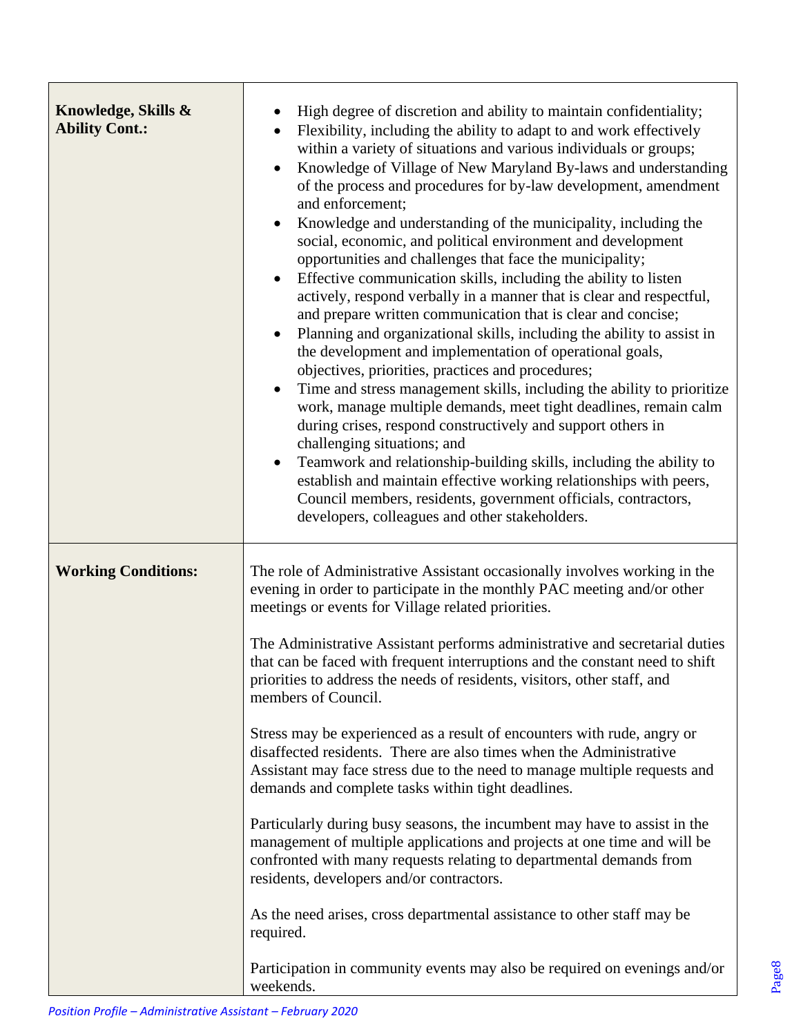| | |
|---|---|
| **Knowledge, Skills & Ability Cont.:** | • High degree of discretion and ability to maintain confidentiality;<br>• Flexibility, including the ability to adapt to and work effectively within a variety of situations and various individuals or groups;<br>• Knowledge of Village of New Maryland By-laws and understanding of the process and procedures for by-law development, amendment and enforcement;<br>• Knowledge and understanding of the municipality, including the social, economic, and political environment and development opportunities and challenges that face the municipality;<br>• Effective communication skills, including the ability to listen actively, respond verbally in a manner that is clear and respectful, and prepare written communication that is clear and concise;<br>• Planning and organizational skills, including the ability to assist in the development and implementation of operational goals, objectives, priorities, practices and procedures;<br>• Time and stress management skills, including the ability to prioritize work, manage multiple demands, meet tight deadlines, remain calm during crises, respond constructively and support others in challenging situations; and<br>• Teamwork and relationship-building skills, including the ability to establish and maintain effective working relationships with peers, Council members, residents, government officials, contractors, developers, colleagues and other stakeholders. |
| **Working Conditions:** | The role of Administrative Assistant occasionally involves working in the evening in order to participate in the monthly PAC meeting and/or other meetings or events for Village related priorities.<br><br>The Administrative Assistant performs administrative and secretarial duties that can be faced with frequent interruptions and the constant need to shift priorities to address the needs of residents, visitors, other staff, and members of Council.<br><br>Stress may be experienced as a result of encounters with rude, angry or disaffected residents. There are also times when the Administrative Assistant may face stress due to the need to manage multiple requests and demands and complete tasks within tight deadlines.<br><br>Particularly during busy seasons, the incumbent may have to assist in the management of multiple applications and projects at one time and will be confronted with many requests relating to departmental demands from residents, developers and/or contractors.<br><br>As the need arises, cross departmental assistance to other staff may be required.<br><br>Participation in community events may also be required on evenings and/or weekends. |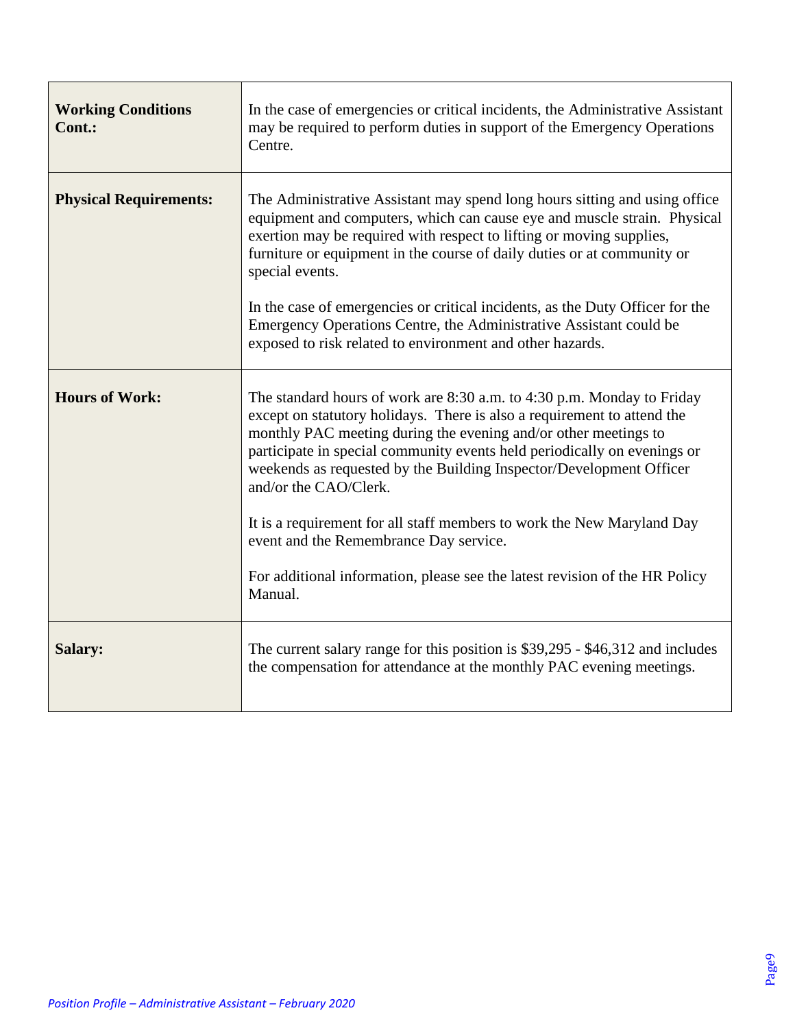| | |
|---|---|
| **Working Conditions Cont.:** | In the case of emergencies or critical incidents, the Administrative Assistant may be required to perform duties in support of the Emergency Operations Centre. |
| **Physical Requirements:** | The Administrative Assistant may spend long hours sitting and using office equipment and computers, which can cause eye and muscle strain. Physical exertion may be required with respect to lifting or moving supplies, furniture or equipment in the course of daily duties or at community or special events.<br><br>In the case of emergencies or critical incidents, as the Duty Officer for the Emergency Operations Centre, the Administrative Assistant could be exposed to risk related to environment and other hazards. |
| **Hours of Work:** | The standard hours of work are 8:30 a.m. to 4:30 p.m. Monday to Friday except on statutory holidays. There is also a requirement to attend the monthly PAC meeting during the evening and/or other meetings to participate in special community events held periodically on evenings or weekends as requested by the Building Inspector/Development Officer and/or the CAO/Clerk.<br><br>It is a requirement for all staff members to work the New Maryland Day event and the Remembrance Day service.<br><br>For additional information, please see the latest revision of the HR Policy Manual. |
| **Salary:** | The current salary range for this position is $39,295 - $46,312 and includes the compensation for attendance at the monthly PAC evening meetings. |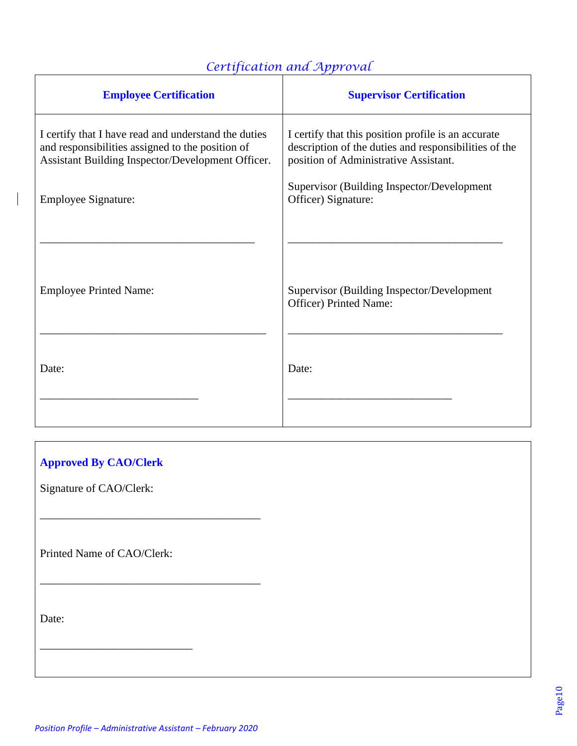## *Certification and Approval*

| **Employee Certification** | **Supervisor Certification** |
|---|---|
| I certify that I have read and understand the duties and responsibilities assigned to the position of Assistant Building Inspector/Development Officer. | I certify that this position profile is an accurate description of the duties and responsibilities of the position of Administrative Assistant. |
| Employee Signature:<br><br>\_\_\_\_\_\_\_\_\_\_\_\_\_\_\_\_\_\_\_\_\_\_\_\_\_\_\_\_\_\_\_\_\_\_\_\_\_\_\_ | Supervisor (Building Inspector/Development Officer) Signature:<br><br>\_\_\_\_\_\_\_\_\_\_\_\_\_\_\_\_\_\_\_\_\_\_\_\_\_\_\_\_\_\_\_\_\_\_\_\_\_\_\_ |
| Employee Printed Name:<br><br>\_\_\_\_\_\_\_\_\_\_\_\_\_\_\_\_\_\_\_\_\_\_\_\_\_\_\_\_\_\_\_\_\_\_\_\_\_\_\_\_\_ | Supervisor (Building Inspector/Development Officer) Printed Name:<br><br>\_\_\_\_\_\_\_\_\_\_\_\_\_\_\_\_\_\_\_\_\_\_\_\_\_\_\_\_\_\_\_\_\_\_\_\_\_\_\_ |
| Date:<br><br>\_\_\_\_\_\_\_\_\_\_\_\_\_\_\_\_\_\_\_\_\_\_\_\_\_\_\_\_\_ | Date:<br><br>\_\_\_\_\_\_\_\_\_\_\_\_\_\_\_\_\_\_\_\_\_\_\_\_\_\_\_\_\_\_ |

**Approved By CAO/Clerk**

Signature of CAO/Clerk:

________________________________________

Printed Name of CAO/Clerk:

________________________________________

Date:

____________________________